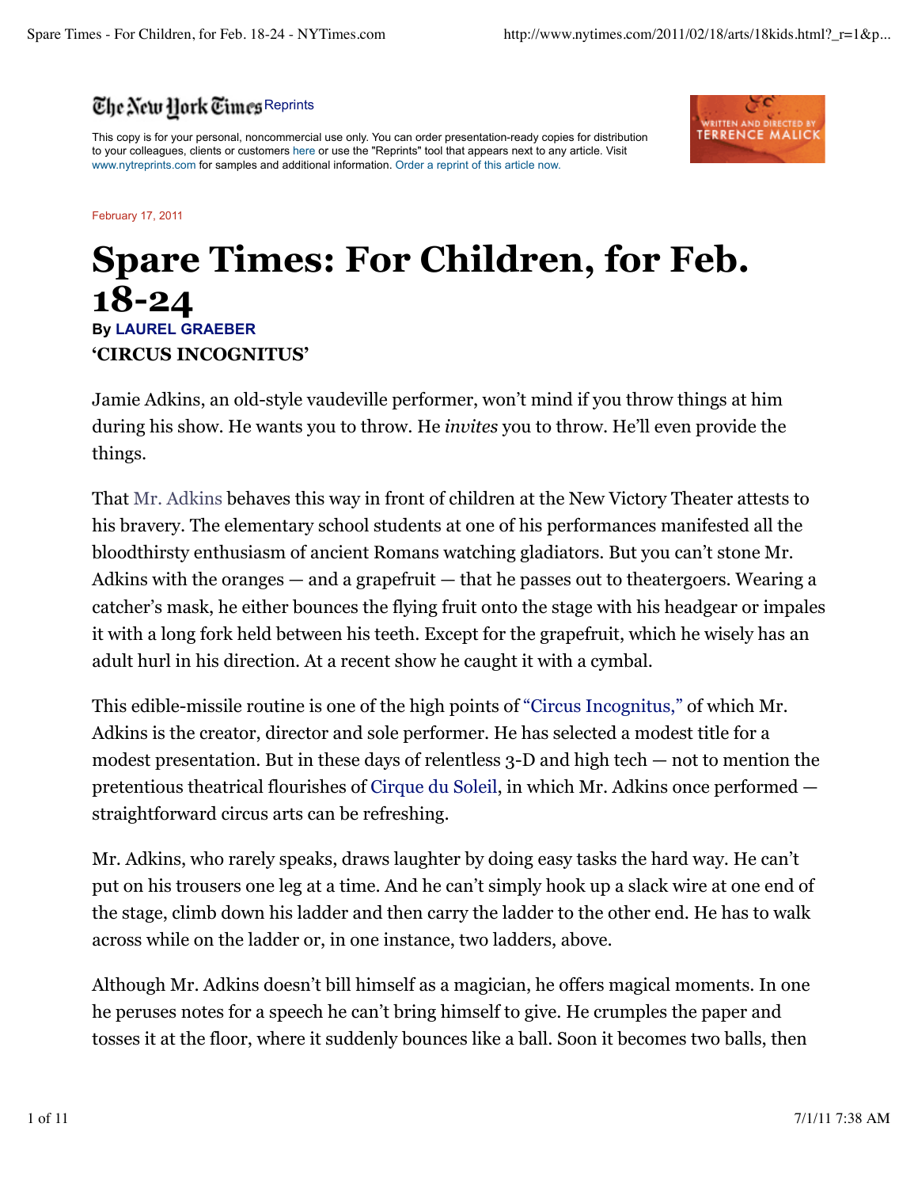The New York Times Reprints

This copy is for your personal, noncommercial use only. You can order presentation-ready copies for distribution to your colleagues, clients or customers here or use the "Reprints" tool that appears next to any article. Visit www.nytreprints.com for samples and additional information. Order a reprint of this article now.

February 17, 2011

# Spare Times: For Children, for Feb. 18-24

**By LAUREL GRAEBER**

**'CIRCUS INCOGNITUS'**

Jamie Adkins, an old-style vaudeville performer, won't mind if you throw things at him during his show. He wants you to throw. He *invites* you to throw. He'll even provide the things.

That Mr. Adkins behaves this way in front of children at the New Victory Theater attests to his bravery. The elementary school students at one of his performances manifested all the bloodthirsty enthusiasm of ancient Romans watching gladiators. But you can't stone Mr. Adkins with the oranges — and a grapefruit — that he passes out to theatergoers. Wearing a catcher's mask, he either bounces the flying fruit onto the stage with his headgear or impales it with a long fork held between his teeth. Except for the grapefruit, which he wisely has an adult hurl in his direction. At a recent show he caught it with a cymbal.

This edible-missile routine is one of the high points of "Circus Incognitus," of which Mr. Adkins is the creator, director and sole performer. He has selected a modest title for a modest presentation. But in these days of relentless 3-D and high tech — not to mention the pretentious theatrical flourishes of Cirque du Soleil, in which Mr. Adkins once performed — straightforward circus arts can be refreshing.

Mr. Adkins, who rarely speaks, draws laughter by doing easy tasks the hard way. He can't put on his trousers one leg at a time. And he can't simply hook up a slack wire at one end of the stage, climb down his ladder and then carry the ladder to the other end. He has to walk across while on the ladder or, in one instance, two ladders, above.

Although Mr. Adkins doesn't bill himself as a magician, he offers magical moments. In one he peruses notes for a speech he can't bring himself to give. He crumples the paper and tosses it at the floor, where it suddenly bounces like a ball. Soon it becomes two balls, then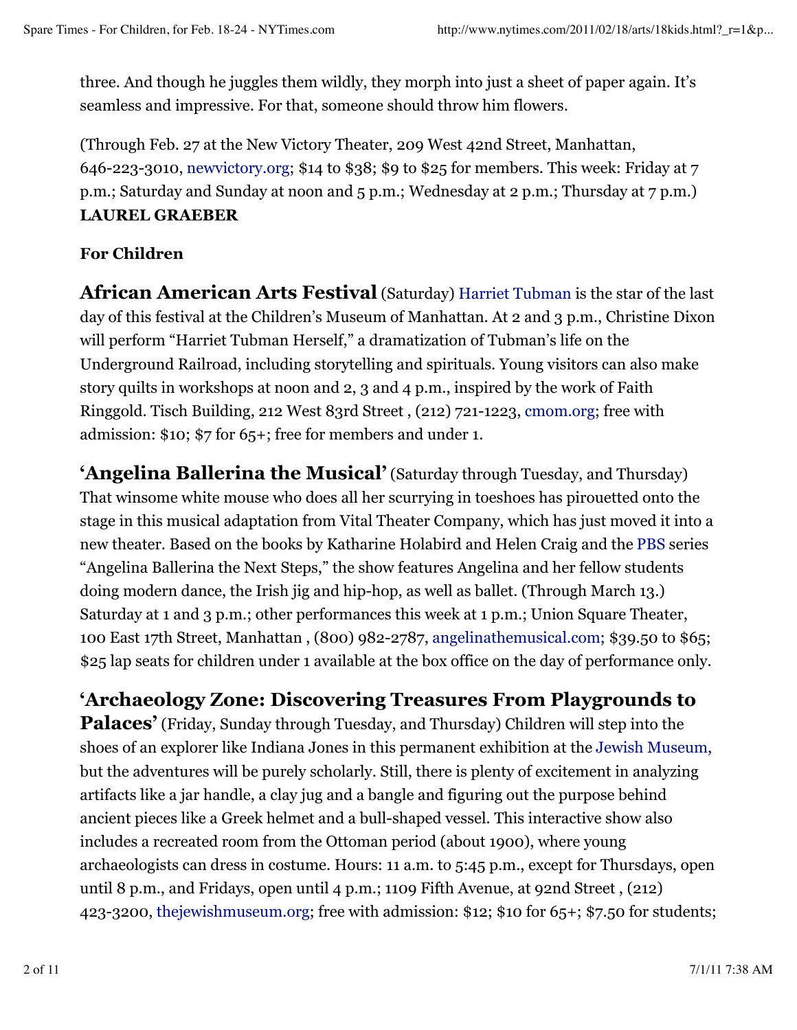three. And though he juggles them wildly, they morph into just a sheet of paper again. It's seamless and impressive. For that, someone should throw him flowers.

(Through Feb. 27 at the New Victory Theater, 209 West 42nd Street, Manhattan, 646-223-3010, newvictory.org; $14 to $38; $9 to $25 for members. This week: Friday at 7 p.m.; Saturday and Sunday at noon and 5 p.m.; Wednesday at 2 p.m.; Thursday at 7 p.m.)
**LAUREL GRAEBER**

**For Children**

**African American Arts Festival** (Saturday) Harriet Tubman is the star of the last day of this festival at the Children's Museum of Manhattan. At 2 and 3 p.m., Christine Dixon will perform "Harriet Tubman Herself," a dramatization of Tubman's life on the Underground Railroad, including storytelling and spirituals. Young visitors can also make story quilts in workshops at noon and 2, 3 and 4 p.m., inspired by the work of Faith Ringgold. Tisch Building, 212 West 83rd Street , (212) 721-1223, cmom.org; free with admission: $10; $7 for 65+; free for members and under 1.

**'Angelina Ballerina the Musical'** (Saturday through Tuesday, and Thursday) That winsome white mouse who does all her scurrying in toeshoes has pirouetted onto the stage in this musical adaptation from Vital Theater Company, which has just moved it into a new theater. Based on the books by Katharine Holabird and Helen Craig and the PBS series "Angelina Ballerina the Next Steps," the show features Angelina and her fellow students doing modern dance, the Irish jig and hip-hop, as well as ballet. (Through March 13.) Saturday at 1 and 3 p.m.; other performances this week at 1 p.m.; Union Square Theater, 100 East 17th Street, Manhattan , (800) 982-2787, angelinathemusical.com; $39.50 to $65; $25 lap seats for children under 1 available at the box office on the day of performance only.

**'Archaeology Zone: Discovering Treasures From Playgrounds to Palaces'** (Friday, Sunday through Tuesday, and Thursday) Children will step into the shoes of an explorer like Indiana Jones in this permanent exhibition at the Jewish Museum, but the adventures will be purely scholarly. Still, there is plenty of excitement in analyzing artifacts like a jar handle, a clay jug and a bangle and figuring out the purpose behind ancient pieces like a Greek helmet and a bull-shaped vessel. This interactive show also includes a recreated room from the Ottoman period (about 1900), where young archaeologists can dress in costume. Hours: 11 a.m. to 5:45 p.m., except for Thursdays, open until 8 p.m., and Fridays, open until 4 p.m.; 1109 Fifth Avenue, at 92nd Street , (212) 423-3200, thejewishmuseum.org; free with admission: $12; $10 for 65+; $7.50 for students;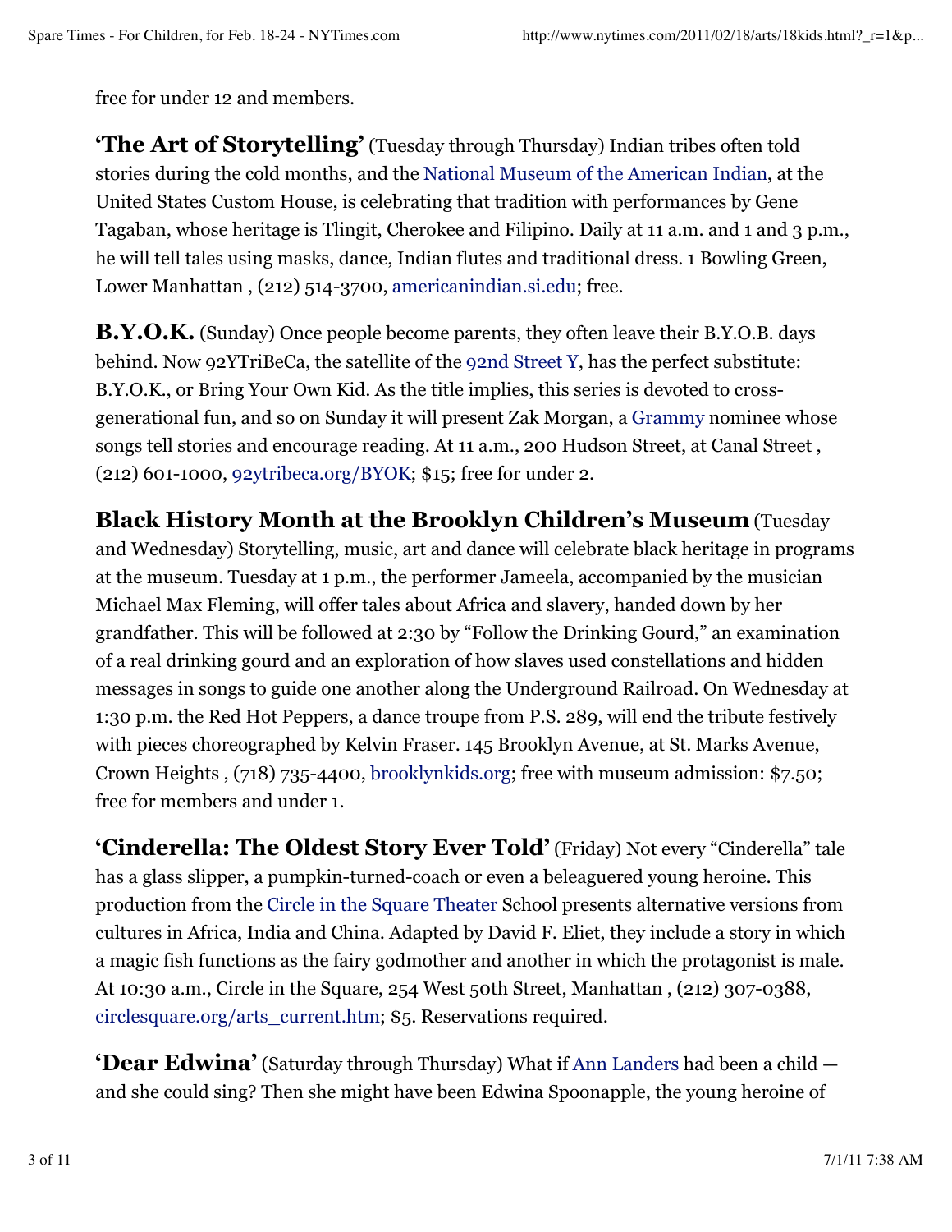free for under 12 and members.

**'The Art of Storytelling'** (Tuesday through Thursday) Indian tribes often told stories during the cold months, and the National Museum of the American Indian, at the United States Custom House, is celebrating that tradition with performances by Gene Tagaban, whose heritage is Tlingit, Cherokee and Filipino. Daily at 11 a.m. and 1 and 3 p.m., he will tell tales using masks, dance, Indian flutes and traditional dress. 1 Bowling Green, Lower Manhattan , (212) 514-3700, americanindian.si.edu; free.

**B.Y.O.K.** (Sunday) Once people become parents, they often leave their B.Y.O.B. days behind. Now 92YTriBeCa, the satellite of the 92nd Street Y, has the perfect substitute: B.Y.O.K., or Bring Your Own Kid. As the title implies, this series is devoted to cross-generational fun, and so on Sunday it will present Zak Morgan, a Grammy nominee whose songs tell stories and encourage reading. At 11 a.m., 200 Hudson Street, at Canal Street , (212) 601-1000, 92ytribeca.org/BYOK; $15; free for under 2.

**Black History Month at the Brooklyn Children's Museum** (Tuesday and Wednesday) Storytelling, music, art and dance will celebrate black heritage in programs at the museum. Tuesday at 1 p.m., the performer Jameela, accompanied by the musician Michael Max Fleming, will offer tales about Africa and slavery, handed down by her grandfather. This will be followed at 2:30 by "Follow the Drinking Gourd," an examination of a real drinking gourd and an exploration of how slaves used constellations and hidden messages in songs to guide one another along the Underground Railroad. On Wednesday at 1:30 p.m. the Red Hot Peppers, a dance troupe from P.S. 289, will end the tribute festively with pieces choreographed by Kelvin Fraser. 145 Brooklyn Avenue, at St. Marks Avenue, Crown Heights , (718) 735-4400, brooklynkids.org; free with museum admission: $7.50; free for members and under 1.

**'Cinderella: The Oldest Story Ever Told'** (Friday) Not every "Cinderella" tale has a glass slipper, a pumpkin-turned-coach or even a beleaguered young heroine. This production from the Circle in the Square Theater School presents alternative versions from cultures in Africa, India and China. Adapted by David F. Eliet, they include a story in which a magic fish functions as the fairy godmother and another in which the protagonist is male. At 10:30 a.m., Circle in the Square, 254 West 50th Street, Manhattan , (212) 307-0388, circlesquare.org/arts_current.htm; $5. Reservations required.

**'Dear Edwina'** (Saturday through Thursday) What if Ann Landers had been a child — and she could sing? Then she might have been Edwina Spoonapple, the young heroine of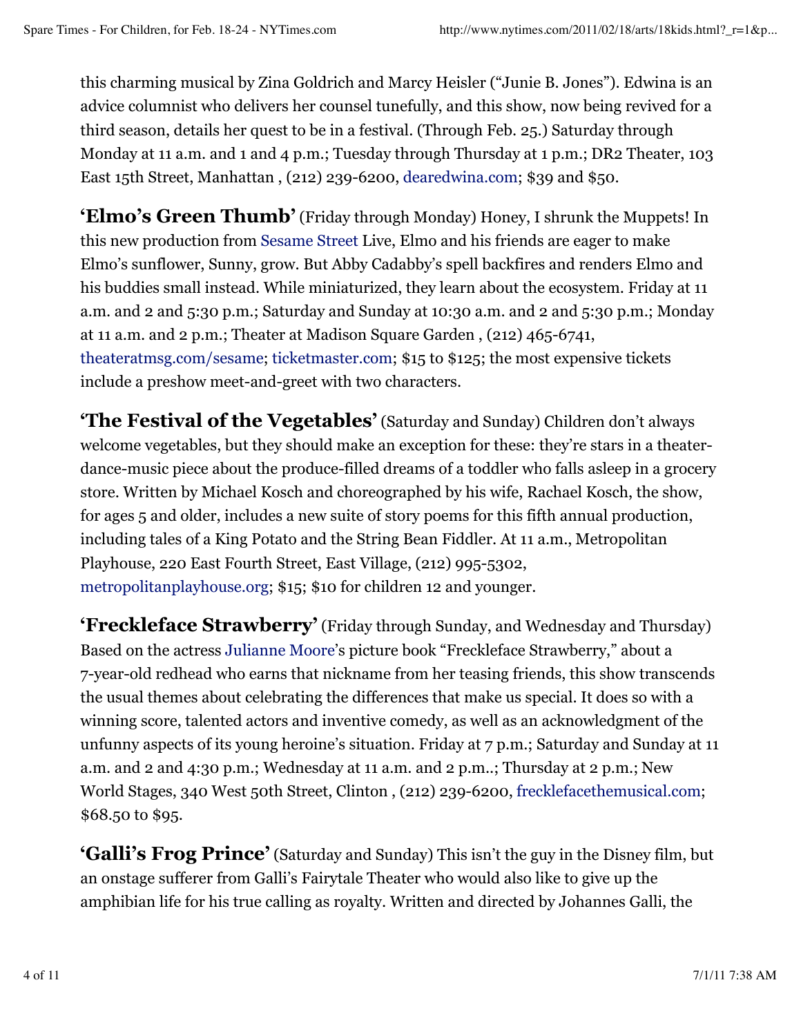this charming musical by Zina Goldrich and Marcy Heisler ("Junie B. Jones"). Edwina is an advice columnist who delivers her counsel tunefully, and this show, now being revived for a third season, details her quest to be in a festival. (Through Feb. 25.) Saturday through Monday at 11 a.m. and 1 and 4 p.m.; Tuesday through Thursday at 1 p.m.; DR2 Theater, 103 East 15th Street, Manhattan , (212) 239-6200, dearedwina.com; $39 and $50.

**'Elmo's Green Thumb'** (Friday through Monday) Honey, I shrunk the Muppets! In this new production from Sesame Street Live, Elmo and his friends are eager to make Elmo's sunflower, Sunny, grow. But Abby Cadabby's spell backfires and renders Elmo and his buddies small instead. While miniaturized, they learn about the ecosystem. Friday at 11 a.m. and 2 and 5:30 p.m.; Saturday and Sunday at 10:30 a.m. and 2 and 5:30 p.m.; Monday at 11 a.m. and 2 p.m.; Theater at Madison Square Garden , (212) 465-6741, theateratmsg.com/sesame; ticketmaster.com; $15 to $125; the most expensive tickets include a preshow meet-and-greet with two characters.

**'The Festival of the Vegetables'** (Saturday and Sunday) Children don't always welcome vegetables, but they should make an exception for these: they're stars in a theater-dance-music piece about the produce-filled dreams of a toddler who falls asleep in a grocery store. Written by Michael Kosch and choreographed by his wife, Rachael Kosch, the show, for ages 5 and older, includes a new suite of story poems for this fifth annual production, including tales of a King Potato and the String Bean Fiddler. At 11 a.m., Metropolitan Playhouse, 220 East Fourth Street, East Village, (212) 995-5302, metropolitanplayhouse.org; $15; $10 for children 12 and younger.

**'Freckleface Strawberry'** (Friday through Sunday, and Wednesday and Thursday) Based on the actress Julianne Moore's picture book "Freckleface Strawberry," about a 7-year-old redhead who earns that nickname from her teasing friends, this show transcends the usual themes about celebrating the differences that make us special. It does so with a winning score, talented actors and inventive comedy, as well as an acknowledgment of the unfunny aspects of its young heroine's situation. Friday at 7 p.m.; Saturday and Sunday at 11 a.m. and 2 and 4:30 p.m.; Wednesday at 11 a.m. and 2 p.m..; Thursday at 2 p.m.; New World Stages, 340 West 50th Street, Clinton , (212) 239-6200, frecklefacethemusical.com; $68.50 to $95.

**'Galli's Frog Prince'** (Saturday and Sunday) This isn't the guy in the Disney film, but an onstage sufferer from Galli's Fairytale Theater who would also like to give up the amphibian life for his true calling as royalty. Written and directed by Johannes Galli, the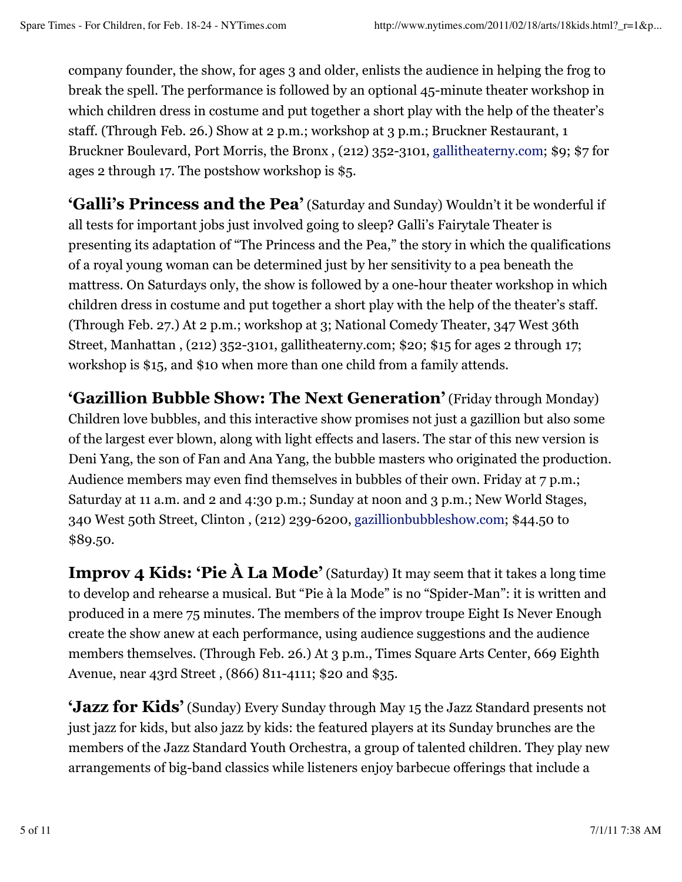company founder, the show, for ages 3 and older, enlists the audience in helping the frog to break the spell. The performance is followed by an optional 45-minute theater workshop in which children dress in costume and put together a short play with the help of the theater's staff. (Through Feb. 26.) Show at 2 p.m.; workshop at 3 p.m.; Bruckner Restaurant, 1 Bruckner Boulevard, Port Morris, the Bronx , (212) 352-3101, gallitheaterny.com; $9; $7 for ages 2 through 17. The postshow workshop is $5.

**'Galli's Princess and the Pea'** (Saturday and Sunday) Wouldn't it be wonderful if all tests for important jobs just involved going to sleep? Galli's Fairytale Theater is presenting its adaptation of "The Princess and the Pea," the story in which the qualifications of a royal young woman can be determined just by her sensitivity to a pea beneath the mattress. On Saturdays only, the show is followed by a one-hour theater workshop in which children dress in costume and put together a short play with the help of the theater's staff. (Through Feb. 27.) At 2 p.m.; workshop at 3; National Comedy Theater, 347 West 36th Street, Manhattan , (212) 352-3101, gallitheaterny.com; $20; $15 for ages 2 through 17; workshop is $15, and $10 when more than one child from a family attends.

**'Gazillion Bubble Show: The Next Generation'** (Friday through Monday) Children love bubbles, and this interactive show promises not just a gazillion but also some of the largest ever blown, along with light effects and lasers. The star of this new version is Deni Yang, the son of Fan and Ana Yang, the bubble masters who originated the production. Audience members may even find themselves in bubbles of their own. Friday at 7 p.m.; Saturday at 11 a.m. and 2 and 4:30 p.m.; Sunday at noon and 3 p.m.; New World Stages, 340 West 50th Street, Clinton , (212) 239-6200, gazillionbubbleshow.com; $44.50 to $89.50.

**Improv 4 Kids: 'Pie À La Mode'** (Saturday) It may seem that it takes a long time to develop and rehearse a musical. But "Pie à la Mode" is no "Spider-Man": it is written and produced in a mere 75 minutes. The members of the improv troupe Eight Is Never Enough create the show anew at each performance, using audience suggestions and the audience members themselves. (Through Feb. 26.) At 3 p.m., Times Square Arts Center, 669 Eighth Avenue, near 43rd Street , (866) 811-4111; $20 and $35.

**'Jazz for Kids'** (Sunday) Every Sunday through May 15 the Jazz Standard presents not just jazz for kids, but also jazz by kids: the featured players at its Sunday brunches are the members of the Jazz Standard Youth Orchestra, a group of talented children. They play new arrangements of big-band classics while listeners enjoy barbecue offerings that include a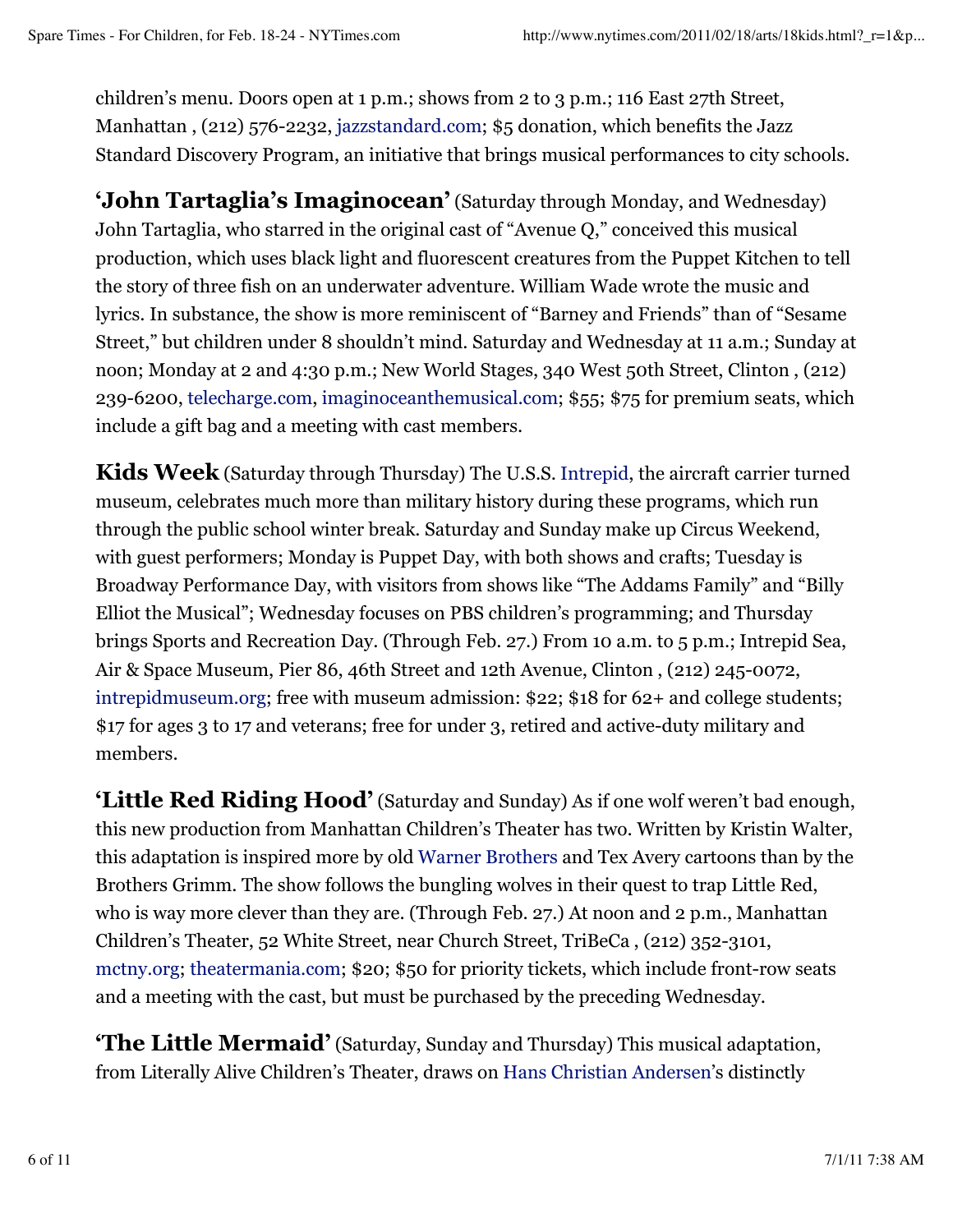children's menu. Doors open at 1 p.m.; shows from 2 to 3 p.m.; 116 East 27th Street, Manhattan , (212) 576-2232, jazzstandard.com; $5 donation, which benefits the Jazz Standard Discovery Program, an initiative that brings musical performances to city schools.

**'John Tartaglia's Imaginocean'** (Saturday through Monday, and Wednesday) John Tartaglia, who starred in the original cast of "Avenue Q," conceived this musical production, which uses black light and fluorescent creatures from the Puppet Kitchen to tell the story of three fish on an underwater adventure. William Wade wrote the music and lyrics. In substance, the show is more reminiscent of "Barney and Friends" than of "Sesame Street," but children under 8 shouldn't mind. Saturday and Wednesday at 11 a.m.; Sunday at noon; Monday at 2 and 4:30 p.m.; New World Stages, 340 West 50th Street, Clinton , (212) 239-6200, telecharge.com, imaginoceanthemusical.com; $55; $75 for premium seats, which include a gift bag and a meeting with cast members.

**Kids Week** (Saturday through Thursday) The U.S.S. Intrepid, the aircraft carrier turned museum, celebrates much more than military history during these programs, which run through the public school winter break. Saturday and Sunday make up Circus Weekend, with guest performers; Monday is Puppet Day, with both shows and crafts; Tuesday is Broadway Performance Day, with visitors from shows like "The Addams Family" and "Billy Elliot the Musical"; Wednesday focuses on PBS children's programming; and Thursday brings Sports and Recreation Day. (Through Feb. 27.) From 10 a.m. to 5 p.m.; Intrepid Sea, Air & Space Museum, Pier 86, 46th Street and 12th Avenue, Clinton , (212) 245-0072, intrepidmuseum.org; free with museum admission: $22; $18 for 62+ and college students; $17 for ages 3 to 17 and veterans; free for under 3, retired and active-duty military and members.

**'Little Red Riding Hood'** (Saturday and Sunday) As if one wolf weren't bad enough, this new production from Manhattan Children's Theater has two. Written by Kristin Walter, this adaptation is inspired more by old Warner Brothers and Tex Avery cartoons than by the Brothers Grimm. The show follows the bungling wolves in their quest to trap Little Red, who is way more clever than they are. (Through Feb. 27.) At noon and 2 p.m., Manhattan Children's Theater, 52 White Street, near Church Street, TriBeCa , (212) 352-3101, mctny.org; theatermania.com; $20; $50 for priority tickets, which include front-row seats and a meeting with the cast, but must be purchased by the preceding Wednesday.

**'The Little Mermaid'** (Saturday, Sunday and Thursday) This musical adaptation, from Literally Alive Children's Theater, draws on Hans Christian Andersen's distinctly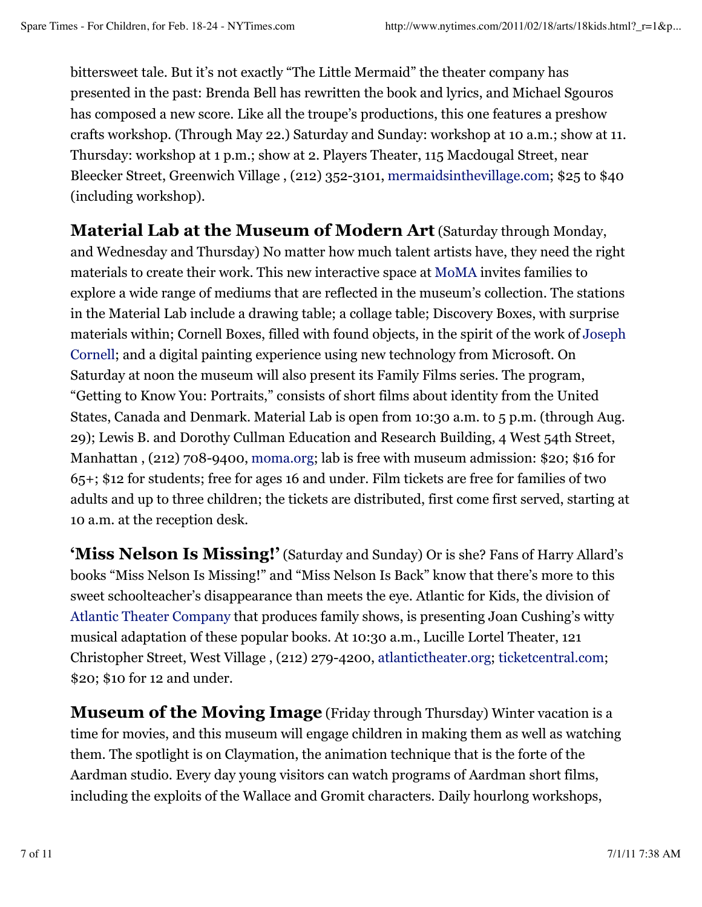bittersweet tale. But it's not exactly "The Little Mermaid" the theater company has presented in the past: Brenda Bell has rewritten the book and lyrics, and Michael Sgouros has composed a new score. Like all the troupe's productions, this one features a preshow crafts workshop. (Through May 22.) Saturday and Sunday: workshop at 10 a.m.; show at 11. Thursday: workshop at 1 p.m.; show at 2. Players Theater, 115 Macdougal Street, near Bleecker Street, Greenwich Village , (212) 352-3101, mermaidsinthevillage.com; $25 to $40 (including workshop).

**Material Lab at the Museum of Modern Art** (Saturday through Monday, and Wednesday and Thursday) No matter how much talent artists have, they need the right materials to create their work. This new interactive space at MoMA invites families to explore a wide range of mediums that are reflected in the museum's collection. The stations in the Material Lab include a drawing table; a collage table; Discovery Boxes, with surprise materials within; Cornell Boxes, filled with found objects, in the spirit of the work of Joseph Cornell; and a digital painting experience using new technology from Microsoft. On Saturday at noon the museum will also present its Family Films series. The program, "Getting to Know You: Portraits," consists of short films about identity from the United States, Canada and Denmark. Material Lab is open from 10:30 a.m. to 5 p.m. (through Aug. 29); Lewis B. and Dorothy Cullman Education and Research Building, 4 West 54th Street, Manhattan , (212) 708-9400, moma.org; lab is free with museum admission: $20; $16 for 65+; $12 for students; free for ages 16 and under. Film tickets are free for families of two adults and up to three children; the tickets are distributed, first come first served, starting at 10 a.m. at the reception desk.

**'Miss Nelson Is Missing!'** (Saturday and Sunday) Or is she? Fans of Harry Allard's books "Miss Nelson Is Missing!" and "Miss Nelson Is Back" know that there's more to this sweet schoolteacher's disappearance than meets the eye. Atlantic for Kids, the division of Atlantic Theater Company that produces family shows, is presenting Joan Cushing's witty musical adaptation of these popular books. At 10:30 a.m., Lucille Lortel Theater, 121 Christopher Street, West Village , (212) 279-4200, atlantictheater.org; ticketcentral.com; $20; $10 for 12 and under.

**Museum of the Moving Image** (Friday through Thursday) Winter vacation is a time for movies, and this museum will engage children in making them as well as watching them. The spotlight is on Claymation, the animation technique that is the forte of the Aardman studio. Every day young visitors can watch programs of Aardman short films, including the exploits of the Wallace and Gromit characters. Daily hourlong workshops,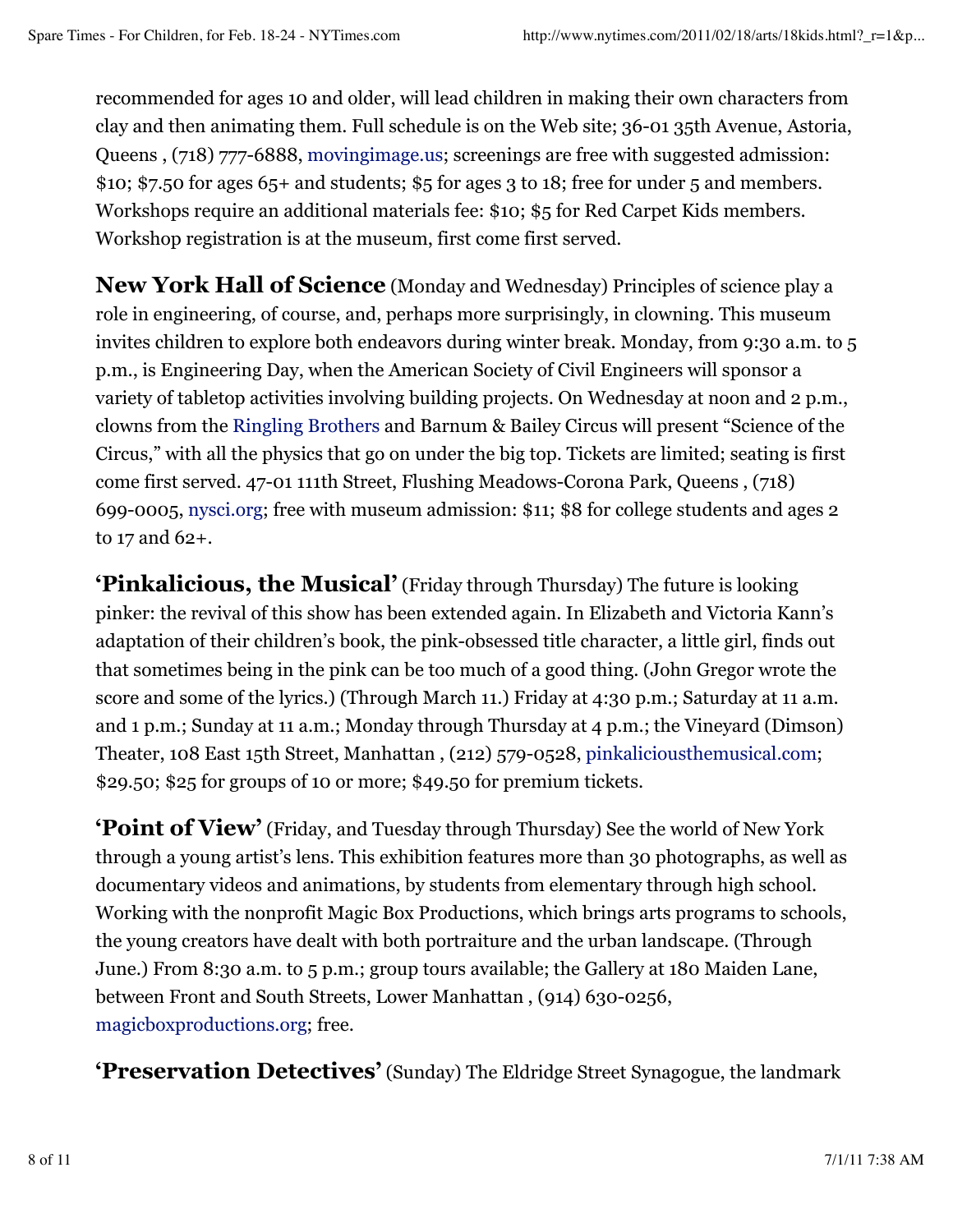recommended for ages 10 and older, will lead children in making their own characters from clay and then animating them. Full schedule is on the Web site; 36-01 35th Avenue, Astoria, Queens , (718) 777-6888, movingimage.us; screenings are free with suggested admission: $10; $7.50 for ages 65+ and students; $5 for ages 3 to 18; free for under 5 and members. Workshops require an additional materials fee: $10; $5 for Red Carpet Kids members. Workshop registration is at the museum, first come first served.

**New York Hall of Science** (Monday and Wednesday) Principles of science play a role in engineering, of course, and, perhaps more surprisingly, in clowning. This museum invites children to explore both endeavors during winter break. Monday, from 9:30 a.m. to 5 p.m., is Engineering Day, when the American Society of Civil Engineers will sponsor a variety of tabletop activities involving building projects. On Wednesday at noon and 2 p.m., clowns from the Ringling Brothers and Barnum & Bailey Circus will present "Science of the Circus," with all the physics that go on under the big top. Tickets are limited; seating is first come first served. 47-01 111th Street, Flushing Meadows-Corona Park, Queens , (718) 699-0005, nysci.org; free with museum admission: $11; $8 for college students and ages 2 to 17 and 62+.

**'Pinkalicious, the Musical'** (Friday through Thursday) The future is looking pinker: the revival of this show has been extended again. In Elizabeth and Victoria Kann's adaptation of their children's book, the pink-obsessed title character, a little girl, finds out that sometimes being in the pink can be too much of a good thing. (John Gregor wrote the score and some of the lyrics.) (Through March 11.) Friday at 4:30 p.m.; Saturday at 11 a.m. and 1 p.m.; Sunday at 11 a.m.; Monday through Thursday at 4 p.m.; the Vineyard (Dimson) Theater, 108 East 15th Street, Manhattan , (212) 579-0528, pinkalicious​themusical.com; $29.50; $25 for groups of 10 or more; $49.50 for premium tickets.

**'Point of View'** (Friday, and Tuesday through Thursday) See the world of New York through a young artist's lens. This exhibition features more than 30 photographs, as well as documentary videos and animations, by students from elementary through high school. Working with the nonprofit Magic Box Productions, which brings arts programs to schools, the young creators have dealt with both portraiture and the urban landscape. (Through June.) From 8:30 a.m. to 5 p.m.; group tours available; the Gallery at 180 Maiden Lane, between Front and South Streets, Lower Manhattan , (914) 630-0256, magicboxproductions.org; free.

**'Preservation Detectives'** (Sunday) The Eldridge Street Synagogue, the landmark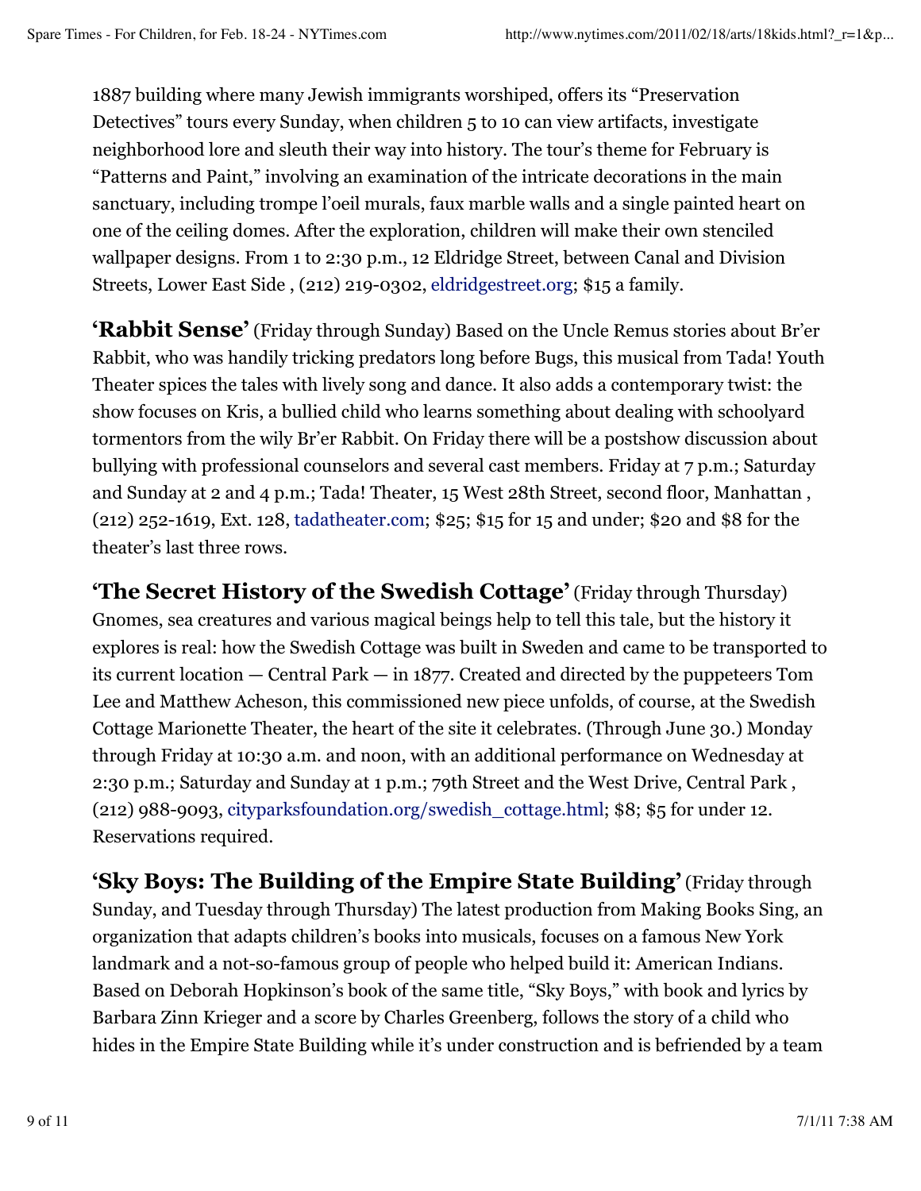1887 building where many Jewish immigrants worshiped, offers its “Preservation Detectives” tours every Sunday, when children 5 to 10 can view artifacts, investigate neighborhood lore and sleuth their way into history. The tour’s theme for February is “Patterns and Paint,” involving an examination of the intricate decorations in the main sanctuary, including trompe l’oeil murals, faux marble walls and a single painted heart on one of the ceiling domes. After the exploration, children will make their own stenciled wallpaper designs. From 1 to 2:30 p.m., 12 Eldridge Street, between Canal and Division Streets, Lower East Side , (212) 219-0302, eldridgestreet.org; $15 a family.

**‘Rabbit Sense’** (Friday through Sunday) Based on the Uncle Remus stories about Br’er Rabbit, who was handily tricking predators long before Bugs, this musical from Tada! Youth Theater spices the tales with lively song and dance. It also adds a contemporary twist: the show focuses on Kris, a bullied child who learns something about dealing with schoolyard tormentors from the wily Br’er Rabbit. On Friday there will be a postshow discussion about bullying with professional counselors and several cast members. Friday at 7 p.m.; Saturday and Sunday at 2 and 4 p.m.; Tada! Theater, 15 West 28th Street, second floor, Manhattan , (212) 252-1619, Ext. 128, tadatheater.com; $25; $15 for 15 and under; $20 and $8 for the theater’s last three rows.

**‘The Secret History of the Swedish Cottage’** (Friday through Thursday) Gnomes, sea creatures and various magical beings help to tell this tale, but the history it explores is real: how the Swedish Cottage was built in Sweden and came to be transported to its current location — Central Park — in 1877. Created and directed by the puppeteers Tom Lee and Matthew Acheson, this commissioned new piece unfolds, of course, at the Swedish Cottage Marionette Theater, the heart of the site it celebrates. (Through June 30.) Monday through Friday at 10:30 a.m. and noon, with an additional performance on Wednesday at 2:30 p.m.; Saturday and Sunday at 1 p.m.; 79th Street and the West Drive, Central Park , (212) 988-9093, cityparksfoundation.org/swedish_cottage.html; $8; $5 for under 12. Reservations required.

**‘Sky Boys: The Building of the Empire State Building’** (Friday through Sunday, and Tuesday through Thursday) The latest production from Making Books Sing, an organization that adapts children’s books into musicals, focuses on a famous New York landmark and a not-so-famous group of people who helped build it: American Indians. Based on Deborah Hopkinson’s book of the same title, “Sky Boys,” with book and lyrics by Barbara Zinn Krieger and a score by Charles Greenberg, follows the story of a child who hides in the Empire State Building while it’s under construction and is befriended by a team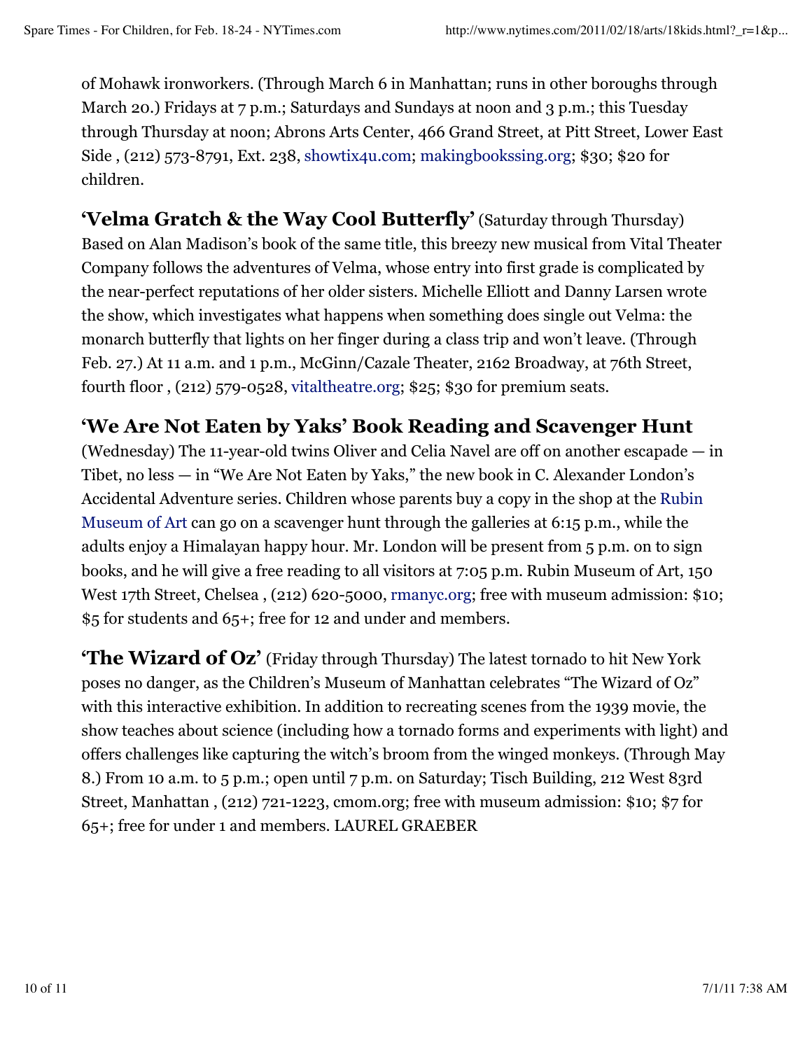of Mohawk ironworkers. (Through March 6 in Manhattan; runs in other boroughs through March 20.) Fridays at 7 p.m.; Saturdays and Sundays at noon and 3 p.m.; this Tuesday through Thursday at noon; Abrons Arts Center, 466 Grand Street, at Pitt Street, Lower East Side , (212) 573-8791, Ext. 238, showtix4u.com; makingbookssing.org; $30; $20 for children.

**'Velma Gratch & the Way Cool Butterfly'** (Saturday through Thursday) Based on Alan Madison's book of the same title, this breezy new musical from Vital Theater Company follows the adventures of Velma, whose entry into first grade is complicated by the near-perfect reputations of her older sisters. Michelle Elliott and Danny Larsen wrote the show, which investigates what happens when something does single out Velma: the monarch butterfly that lights on her finger during a class trip and won't leave. (Through Feb. 27.) At 11 a.m. and 1 p.m., McGinn/Cazale Theater, 2162 Broadway, at 76th Street, fourth floor , (212) 579-0528, vitaltheatre.org; $25; $30 for premium seats.

**'We Are Not Eaten by Yaks' Book Reading and Scavenger Hunt** (Wednesday) The 11-year-old twins Oliver and Celia Navel are off on another escapade — in Tibet, no less — in "We Are Not Eaten by Yaks," the new book in C. Alexander London's Accidental Adventure series. Children whose parents buy a copy in the shop at the Rubin Museum of Art can go on a scavenger hunt through the galleries at 6:15 p.m., while the adults enjoy a Himalayan happy hour. Mr. London will be present from 5 p.m. on to sign books, and he will give a free reading to all visitors at 7:05 p.m. Rubin Museum of Art, 150 West 17th Street, Chelsea , (212) 620-5000, rmanyc.org; free with museum admission: $10; $5 for students and 65+; free for 12 and under and members.

**'The Wizard of Oz'** (Friday through Thursday) The latest tornado to hit New York poses no danger, as the Children's Museum of Manhattan celebrates "The Wizard of Oz" with this interactive exhibition. In addition to recreating scenes from the 1939 movie, the show teaches about science (including how a tornado forms and experiments with light) and offers challenges like capturing the witch's broom from the winged monkeys. (Through May 8.) From 10 a.m. to 5 p.m.; open until 7 p.m. on Saturday; Tisch Building, 212 West 83rd Street, Manhattan , (212) 721-1223, cmom.org; free with museum admission: $10; $7 for 65+; free for under 1 and members. LAUREL GRAEBER